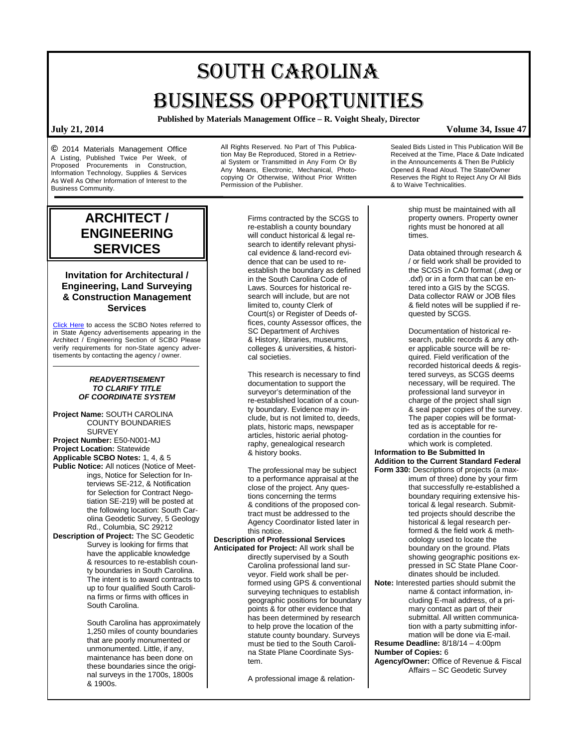# SOUTH CAROLINA BUSINESS OPPORTUNITIES

**Published by Materials Management Office – R. Voight Shealy, Director**

**July 21, 2014** **Volume 34, Issue 47**

© 2014 Materials Management Office
A Listing, Published Twice Per Week, of Proposed Procurements in Construction, Information Technology, Supplies & Services As Well As Other Information of Interest to the Business Community.

All Rights Reserved. No Part of This Publication May Be Reproduced, Stored in a Retrieval System or Transmitted in Any Form Or By Any Means, Electronic, Mechanical, Photocopying Or Otherwise, Without Prior Written Permission of the Publisher.

Sealed Bids Listed in This Publication Will Be Received at the Time, Place & Date Indicated in the Announcements & Then Be Publicly Opened & Read Aloud. The State/Owner Reserves the Right to Reject Any Or All Bids & to Waive Technicalities.

## ARCHITECT / ENGINEERING SERVICES

### Invitation for Architectural / Engineering, Land Surveying & Construction Management Services

Click Here to access the SCBO Notes referred to in State Agency advertisements appearing in the Architect / Engineering Section of SCBO Please verify requirements for non-State agency advertisements by contacting the agency / owner.

***READVERTISEMENT TO CLARIFY TITLE OF COORDINATE SYSTEM***

**Project Name:** SOUTH CAROLINA COUNTY BOUNDARIES SURVEY
**Project Number:** E50-N001-MJ
**Project Location:** Statewide
**Applicable SCBO Notes:** 1, 4, & 5
**Public Notice:** All notices (Notice of Meetings, Notice for Selection for Interviews SE-212, & Notification for Selection for Contract Negotiation SE-219) will be posted at the following location: South Carolina Geodetic Survey, 5 Geology Rd., Columbia, SC 29212
**Description of Project:** The SC Geodetic Survey is looking for firms that have the applicable knowledge & resources to re-establish county boundaries in South Carolina. The intent is to award contracts to up to four qualified South Carolina firms or firms with offices in South Carolina.

South Carolina has approximately 1,250 miles of county boundaries that are poorly monumented or unmonumented. Little, if any, maintenance has been done on these boundaries since the original surveys in the 1700s, 1800s & 1900s.

Firms contracted by the SCGS to re-establish a county boundary will conduct historical & legal research to identify relevant physical evidence & land-record evidence that can be used to re-establish the boundary as defined in the South Carolina Code of Laws. Sources for historical research will include, but are not limited to, county Clerk of Court(s) or Register of Deeds offices, county Assessor offices, the SC Department of Archives & History, libraries, museums, colleges & universities, & historical societies.

This research is necessary to find documentation to support the surveyor's determination of the re-established location of a county boundary. Evidence may include, but is not limited to, deeds, plats, historic maps, newspaper articles, historic aerial photography, genealogical research & history books.

The professional may be subject to a performance appraisal at the close of the project. Any questions concerning the terms & conditions of the proposed contract must be addressed to the Agency Coordinator listed later in this notice.

**Description of Professional Services Anticipated for Project:** All work shall be directly supervised by a South Carolina professional land surveyor. Field work shall be performed using GPS & conventional surveying techniques to establish geographic positions for boundary points & for other evidence that has been determined by research to help prove the location of the statute county boundary. Surveys must be tied to the South Carolina State Plane Coordinate System.

A professional image & relationship must be maintained with all property owners. Property owner rights must be honored at all times.

Data obtained through research & / or field work shall be provided to the SCGS in CAD format (.dwg or .dxf) or in a form that can be entered into a GIS by the SCGS. Data collector RAW or JOB files & field notes will be supplied if requested by SCGS.

Documentation of historical research, public records & any other applicable source will be required. Field verification of the recorded historical deeds & registered surveys, as SCGS deems necessary, will be required. The professional land surveyor in charge of the project shall sign & seal paper copies of the survey. The paper copies will be formatted as is acceptable for recordation in the counties for which work is completed.

**Information to Be Submitted In Addition to the Current Standard Federal Form 330:** Descriptions of projects (a maximum of three) done by your firm that successfully re-established a boundary requiring extensive historical & legal research. Submitted projects should describe the historical & legal research performed & the field work & methodology used to locate the boundary on the ground. Plats showing geographic positions expressed in SC State Plane Coordinates should be included.

**Note:** Interested parties should submit the name & contact information, including E-mail address, of a primary contact as part of their submittal. All written communication with a party submitting information will be done via E-mail.

**Resume Deadline:** 8/18/14 – 4:00pm
**Number of Copies:** 6
**Agency/Owner:** Office of Revenue & Fiscal Affairs – SC Geodetic Survey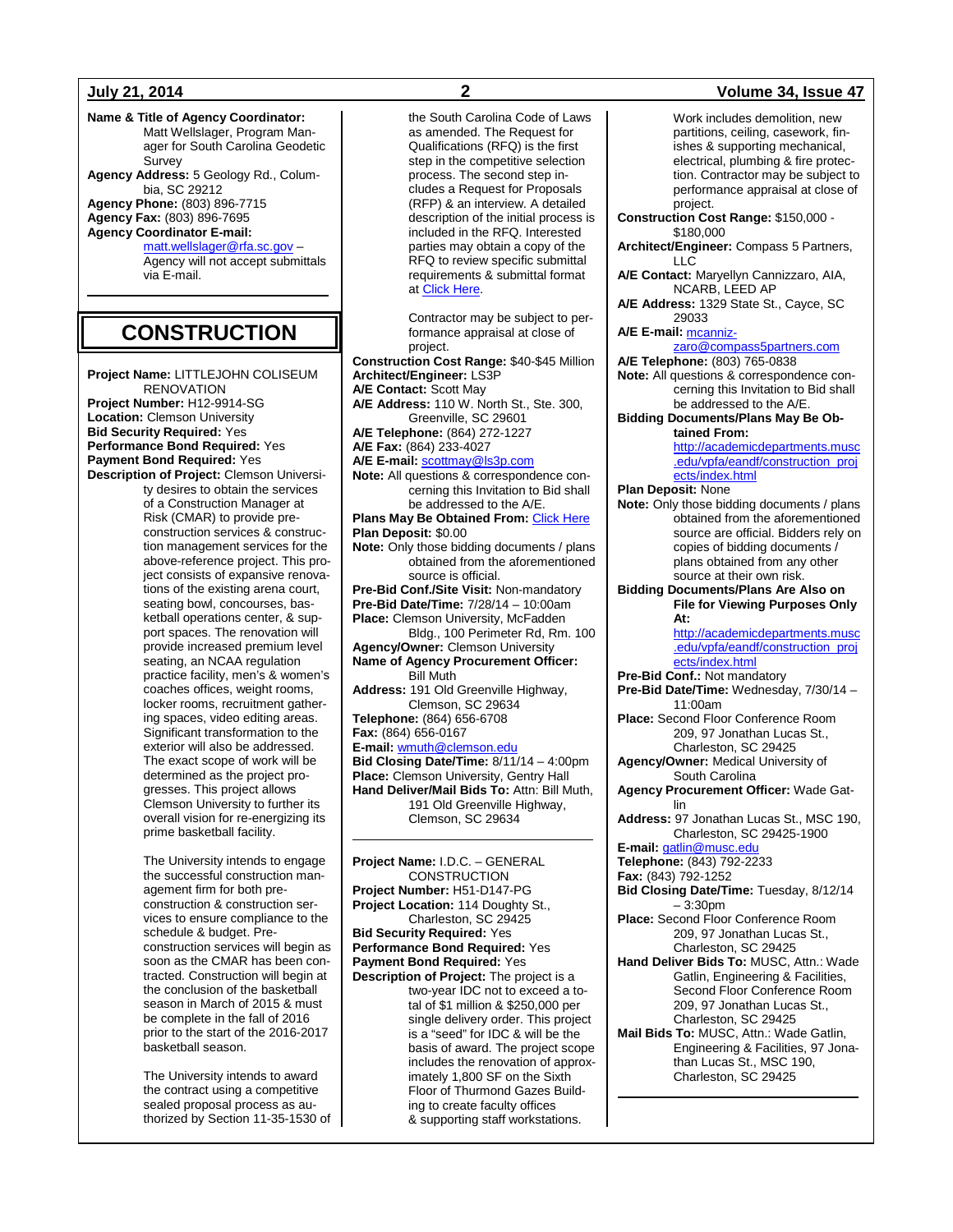**Name & Title of Agency Coordinator:** Matt Wellslager, Program Manager for South Carolina Geodetic Survey
**Agency Address:** 5 Geology Rd., Columbia, SC 29212
**Agency Phone:** (803) 896-7715
**Agency Fax:** (803) 896-7695
**Agency Coordinator E-mail:** matt.wellslager@rfa.sc.gov – Agency will not accept submittals via E-mail.

# CONSTRUCTION

**Project Name:** LITTLEJOHN COLISEUM RENOVATION
**Project Number:** H12-9914-SG
**Location:** Clemson University
**Bid Security Required:** Yes
**Performance Bond Required:** Yes
**Payment Bond Required:** Yes
**Description of Project:** Clemson University desires to obtain the services of a Construction Manager at Risk (CMAR) to provide pre-construction services & construction management services for the above-reference project. This project consists of expansive renovations of the existing arena court, seating bowl, concourses, basketball operations center, & support spaces. The renovation will provide increased premium level seating, an NCAA regulation practice facility, men's & women's coaches offices, weight rooms, locker rooms, recruitment gathering spaces, video editing areas. Significant transformation to the exterior will also be addressed. The exact scope of work will be determined as the project progresses. This project allows Clemson University to further its overall vision for re-energizing its prime basketball facility.

The University intends to engage the successful construction management firm for both pre-construction & construction services to ensure compliance to the schedule & budget. Pre-construction services will begin as soon as the CMAR has been contracted. Construction will begin at the conclusion of the basketball season in March of 2015 & must be complete in the fall of 2016 prior to the start of the 2016-2017 basketball season.

The University intends to award the contract using a competitive sealed proposal process as authorized by Section 11-35-1530 of the South Carolina Code of Laws as amended. The Request for Qualifications (RFQ) is the first step in the competitive selection process. The second step includes a Request for Proposals (RFP) & an interview. A detailed description of the initial process is included in the RFQ. Interested parties may obtain a copy of the RFQ to review specific submittal requirements & submittal format at Click Here.

Contractor may be subject to performance appraisal at close of project.

**Construction Cost Range:** $40-$45 Million
**Architect/Engineer:** LS3P
**A/E Contact:** Scott May
**A/E Address:** 110 W. North St., Ste. 300, Greenville, SC 29601
**A/E Telephone:** (864) 272-1227
**A/E Fax:** (864) 233-4027
**A/E E-mail:** scottmay@ls3p.com
**Note:** All questions & correspondence concerning this Invitation to Bid shall be addressed to the A/E.
**Plans May Be Obtained From:** Click Here
**Plan Deposit:** $0.00
**Note:** Only those bidding documents / plans obtained from the aforementioned source is official.
**Pre-Bid Conf./Site Visit:** Non-mandatory
**Pre-Bid Date/Time:** 7/28/14 – 10:00am
**Place:** Clemson University, McFadden Bldg., 100 Perimeter Rd, Rm. 100
**Agency/Owner:** Clemson University
**Name of Agency Procurement Officer:** Bill Muth
**Address:** 191 Old Greenville Highway, Clemson, SC 29634
**Telephone:** (864) 656-6708
**Fax:** (864) 656-0167
**E-mail:** wmuth@clemson.edu
**Bid Closing Date/Time:** 8/11/14 – 4:00pm
**Place:** Clemson University, Gentry Hall
**Hand Deliver/Mail Bids To:** Attn: Bill Muth, 191 Old Greenville Highway, Clemson, SC 29634

---

**Project Name:** I.D.C. – GENERAL CONSTRUCTION
**Project Number:** H51-D147-PG
**Project Location:** 114 Doughty St., Charleston, SC 29425
**Bid Security Required:** Yes
**Performance Bond Required:** Yes
**Payment Bond Required:** Yes
**Description of Project:** The project is a two-year IDC not to exceed a total of $1 million & $250,000 per single delivery order. This project is a "seed" for IDC & will be the basis of award. The project scope includes the renovation of approximately 1,800 SF on the Sixth Floor of Thurmond Gazes Building to create faculty offices & supporting staff workstations. Work includes demolition, new partitions, ceiling, casework, finishes & supporting mechanical, electrical, plumbing & fire protection. Contractor may be subject to performance appraisal at close of project.
**Construction Cost Range:** $150,000 - $180,000
**Architect/Engineer:** Compass 5 Partners, LLC
**A/E Contact:** Maryellyn Cannizzaro, AIA, NCARB, LEED AP
**A/E Address:** 1329 State St., Cayce, SC 29033
**A/E E-mail:** mcannizzaro@compass5partners.com
**A/E Telephone:** (803) 765-0838
**Note:** All questions & correspondence concerning this Invitation to Bid shall be addressed to the A/E.
**Bidding Documents/Plans May Be Obtained From:** http://academicdepartments.musc.edu/vpfa/eandf/construction_projects/index.html
**Plan Deposit:** None
**Note:** Only those bidding documents / plans obtained from the aforementioned source are official. Bidders rely on copies of bidding documents / plans obtained from any other source at their own risk.
**Bidding Documents/Plans Are Also on File for Viewing Purposes Only At:** http://academicdepartments.musc.edu/vpfa/eandf/construction_projects/index.html
**Pre-Bid Conf.:** Not mandatory
**Pre-Bid Date/Time:** Wednesday, 7/30/14 – 11:00am
**Place:** Second Floor Conference Room 209, 97 Jonathan Lucas St., Charleston, SC 29425
**Agency/Owner:** Medical University of South Carolina
**Agency Procurement Officer:** Wade Gatlin
**Address:** 97 Jonathan Lucas St., MSC 190, Charleston, SC 29425-1900
**E-mail:** gatlin@musc.edu
**Telephone:** (843) 792-2233
**Fax:** (843) 792-1252
**Bid Closing Date/Time:** Tuesday, 8/12/14 – 3:30pm
**Place:** Second Floor Conference Room 209, 97 Jonathan Lucas St., Charleston, SC 29425
**Hand Deliver Bids To:** MUSC, Attn.: Wade Gatlin, Engineering & Facilities, Second Floor Conference Room 209, 97 Jonathan Lucas St., Charleston, SC 29425
**Mail Bids To:** MUSC, Attn.: Wade Gatlin, Engineering & Facilities, 97 Jonathan Lucas St., MSC 190, Charleston, SC 29425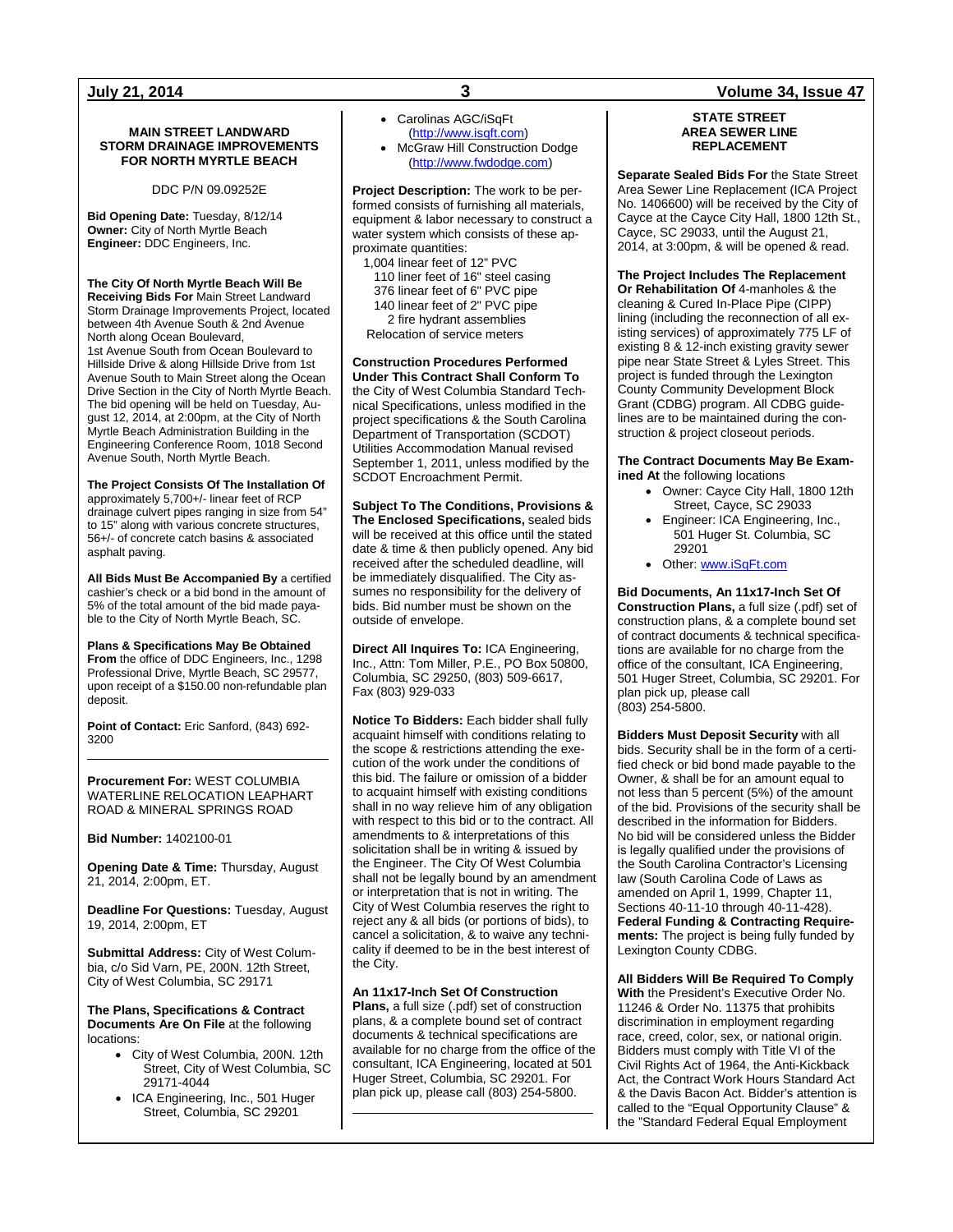## MAIN STREET LANDWARD STORM DRAINAGE IMPROVEMENTS FOR NORTH MYRTLE BEACH

DDC P/N 09.09252E

**Bid Opening Date:** Tuesday, 8/12/14
**Owner:** City of North Myrtle Beach
**Engineer:** DDC Engineers, Inc.

**The City Of North Myrtle Beach Will Be Receiving Bids For** Main Street Landward Storm Drainage Improvements Project, located between 4th Avenue South & 2nd Avenue North along Ocean Boulevard, 1st Avenue South from Ocean Boulevard to Hillside Drive & along Hillside Drive from 1st Avenue South to Main Street along the Ocean Drive Section in the City of North Myrtle Beach. The bid opening will be held on Tuesday, August 12, 2014, at 2:00pm, at the City of North Myrtle Beach Administration Building in the Engineering Conference Room, 1018 Second Avenue South, North Myrtle Beach.

**The Project Consists Of The Installation Of** approximately 5,700+/- linear feet of RCP drainage culvert pipes ranging in size from 54" to 15" along with various concrete structures, 56+/- of concrete catch basins & associated asphalt paving.

**All Bids Must Be Accompanied By** a certified cashier's check or a bid bond in the amount of 5% of the total amount of the bid made payable to the City of North Myrtle Beach, SC.

**Plans & Specifications May Be Obtained From** the office of DDC Engineers, Inc., 1298 Professional Drive, Myrtle Beach, SC 29577, upon receipt of a $150.00 non-refundable plan deposit.

**Point of Contact:** Eric Sanford, (843) 692-3200

---

**Procurement For:** WEST COLUMBIA WATERLINE RELOCATION LEAPHART ROAD & MINERAL SPRINGS ROAD

**Bid Number:** 1402100-01

**Opening Date & Time:** Thursday, August 21, 2014, 2:00pm, ET.

**Deadline For Questions:** Tuesday, August 19, 2014, 2:00pm, ET

**Submittal Address:** City of West Columbia, c/o Sid Varn, PE, 200N. 12th Street, City of West Columbia, SC 29171

**The Plans, Specifications & Contract Documents Are On File** at the following locations:

- City of West Columbia, 200N. 12th Street, City of West Columbia, SC 29171-4044
- ICA Engineering, Inc., 501 Huger Street, Columbia, SC 29201
- Carolinas AGC/iSqFt (http://www.isqft.com)
- McGraw Hill Construction Dodge (http://www.fwdodge.com)

**Project Description:** The work to be performed consists of furnishing all materials, equipment & labor necessary to construct a water system which consists of these approximate quantities:

1,004 linear feet of 12" PVC
110 liner feet of 16" steel casing
376 linear feet of 6" PVC pipe
140 linear feet of 2" PVC pipe
2 fire hydrant assemblies
Relocation of service meters

**Construction Procedures Performed Under This Contract Shall Conform To** the City of West Columbia Standard Technical Specifications, unless modified in the project specifications & the South Carolina Department of Transportation (SCDOT) Utilities Accommodation Manual revised September 1, 2011, unless modified by the SCDOT Encroachment Permit.

**Subject To The Conditions, Provisions & The Enclosed Specifications,** sealed bids will be received at this office until the stated date & time & then publicly opened. Any bid received after the scheduled deadline, will be immediately disqualified. The City assumes no responsibility for the delivery of bids. Bid number must be shown on the outside of envelope.

**Direct All Inquires To:** ICA Engineering, Inc., Attn: Tom Miller, P.E., PO Box 50800, Columbia, SC 29250, (803) 509-6617, Fax (803) 929-033

**Notice To Bidders:** Each bidder shall fully acquaint himself with conditions relating to the scope & restrictions attending the execution of the work under the conditions of this bid. The failure or omission of a bidder to acquaint himself with existing conditions shall in no way relieve him of any obligation with respect to this bid or to the contract. All amendments to & interpretations of this solicitation shall be in writing & issued by the Engineer. The City Of West Columbia shall not be legally bound by an amendment or interpretation that is not in writing. The City of West Columbia reserves the right to reject any & all bids (or portions of bids), to cancel a solicitation, & to waive any technicality if deemed to be in the best interest of the City.

**An 11x17-Inch Set Of Construction Plans,** a full size (.pdf) set of construction plans, & a complete bound set of contract documents & technical specifications are available for no charge from the office of the consultant, ICA Engineering, located at 501 Huger Street, Columbia, SC 29201. For plan pick up, please call (803) 254-5800.

---

## STATE STREET AREA SEWER LINE REPLACEMENT

**Separate Sealed Bids For** the State Street Area Sewer Line Replacement (ICA Project No. 1406600) will be received by the City of Cayce at the Cayce City Hall, 1800 12th St., Cayce, SC 29033, until the August 21, 2014, at 3:00pm, & will be opened & read.

**The Project Includes The Replacement Or Rehabilitation Of** 4-manholes & the cleaning & Cured In-Place Pipe (CIPP) lining (including the reconnection of all existing services) of approximately 775 LF of existing 8 & 12-inch existing gravity sewer pipe near State Street & Lyles Street. This project is funded through the Lexington County Community Development Block Grant (CDBG) program. All CDBG guidelines are to be maintained during the construction & project closeout periods.

**The Contract Documents May Be Examined At** the following locations

- Owner: Cayce City Hall, 1800 12th Street, Cayce, SC 29033
- Engineer: ICA Engineering, Inc., 501 Huger St. Columbia, SC 29201
- Other: www.iSqFt.com

**Bid Documents, An 11x17-Inch Set Of Construction Plans,** a full size (.pdf) set of construction plans, & a complete bound set of contract documents & technical specifications are available for no charge from the office of the consultant, ICA Engineering, 501 Huger Street, Columbia, SC 29201. For plan pick up, please call (803) 254-5800.

**Bidders Must Deposit Security** with all bids. Security shall be in the form of a certified check or bid bond made payable to the Owner, & shall be for an amount equal to not less than 5 percent (5%) of the amount of the bid. Provisions of the security shall be described in the information for Bidders. No bid will be considered unless the Bidder is legally qualified under the provisions of the South Carolina Contractor's Licensing law (South Carolina Code of Laws as amended on April 1, 1999, Chapter 11, Sections 40-11-10 through 40-11-428). **Federal Funding & Contracting Requirements:** The project is being fully funded by Lexington County CDBG.

**All Bidders Will Be Required To Comply With** the President's Executive Order No. 11246 & Order No. 11375 that prohibits discrimination in employment regarding race, creed, color, sex, or national origin. Bidders must comply with Title VI of the Civil Rights Act of 1964, the Anti-Kickback Act, the Contract Work Hours Standard Act & the Davis Bacon Act. Bidder's attention is called to the "Equal Opportunity Clause" & the "Standard Federal Equal Employment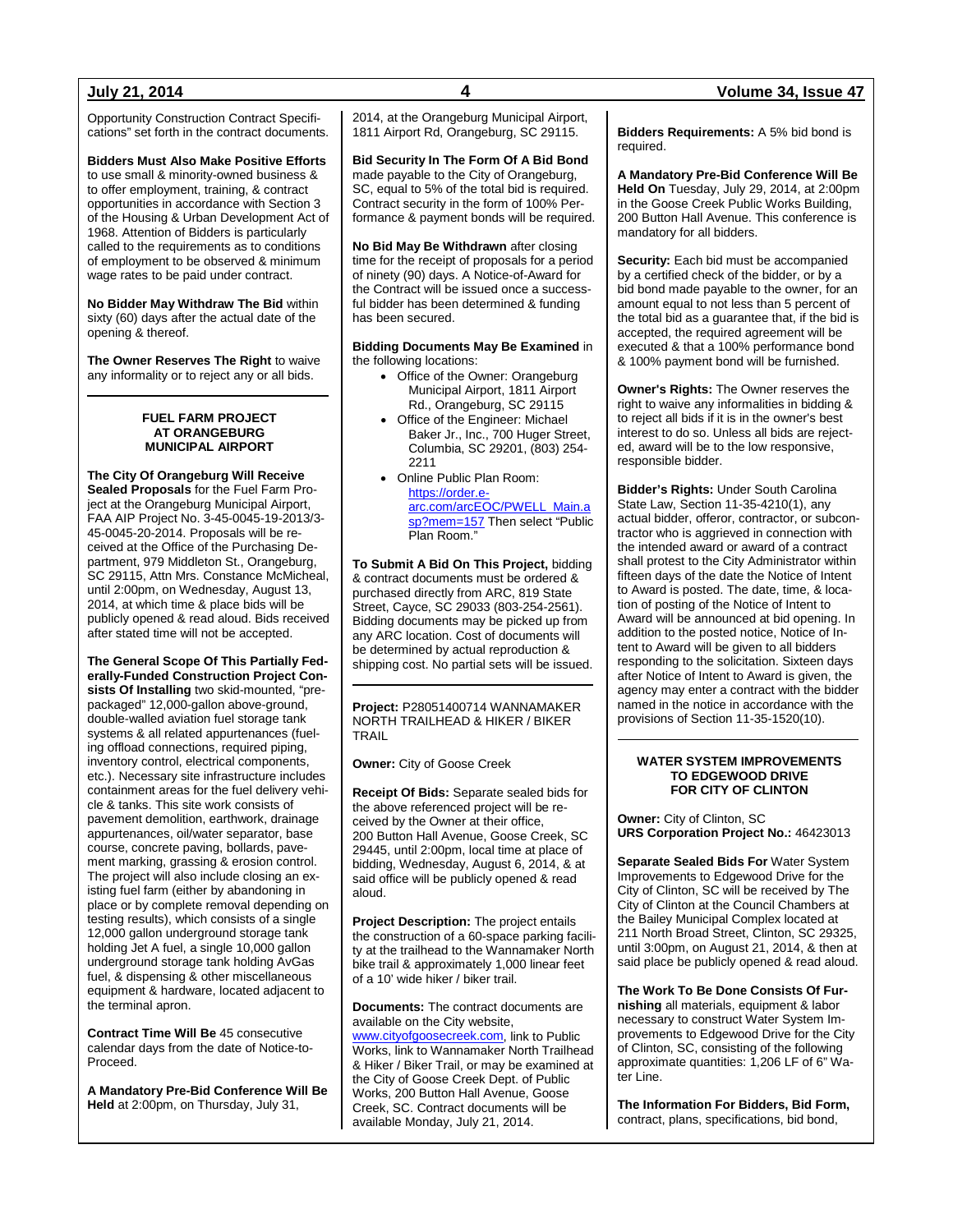Opportunity Construction Contract Specifications" set forth in the contract documents.

**Bidders Must Also Make Positive Efforts** to use small & minority-owned business & to offer employment, training, & contract opportunities in accordance with Section 3 of the Housing & Urban Development Act of 1968. Attention of Bidders is particularly called to the requirements as to conditions of employment to be observed & minimum wage rates to be paid under contract.

**No Bidder May Withdraw The Bid** within sixty (60) days after the actual date of the opening & thereof.

**The Owner Reserves The Right** to waive any informality or to reject any or all bids.

---

### FUEL FARM PROJECT AT ORANGEBURG MUNICIPAL AIRPORT

**The City Of Orangeburg Will Receive Sealed Proposals** for the Fuel Farm Project at the Orangeburg Municipal Airport, FAA AIP Project No. 3-45-0045-19-2013/3-45-0045-20-2014. Proposals will be received at the Office of the Purchasing Department, 979 Middleton St., Orangeburg, SC 29115, Attn Mrs. Constance McMicheal, until 2:00pm, on Wednesday, August 13, 2014, at which time & place bids will be publicly opened & read aloud. Bids received after stated time will not be accepted.

**The General Scope Of This Partially Federally-Funded Construction Project Consists Of Installing** two skid-mounted, "pre-packaged" 12,000-gallon above-ground, double-walled aviation fuel storage tank systems & all related appurtenances (fueling offload connections, required piping, inventory control, electrical components, etc.). Necessary site infrastructure includes containment areas for the fuel delivery vehicle & tanks. This site work consists of pavement demolition, earthwork, drainage appurtenances, oil/water separator, base course, concrete paving, bollards, pavement marking, grassing & erosion control. The project will also include closing an existing fuel farm (either by abandoning in place or by complete removal depending on testing results), which consists of a single 12,000 gallon underground storage tank holding Jet A fuel, a single 10,000 gallon underground storage tank holding AvGas fuel, & dispensing & other miscellaneous equipment & hardware, located adjacent to the terminal apron.

**Contract Time Will Be** 45 consecutive calendar days from the date of Notice-to-Proceed.

**A Mandatory Pre-Bid Conference Will Be Held** at 2:00pm, on Thursday, July 31, 2014, at the Orangeburg Municipal Airport, 1811 Airport Rd, Orangeburg, SC 29115.

**Bid Security In The Form Of A Bid Bond** made payable to the City of Orangeburg, SC, equal to 5% of the total bid is required. Contract security in the form of 100% Performance & payment bonds will be required.

**No Bid May Be Withdrawn** after closing time for the receipt of proposals for a period of ninety (90) days. A Notice-of-Award for the Contract will be issued once a successful bidder has been determined & funding has been secured.

**Bidding Documents May Be Examined** in the following locations:

- Office of the Owner: Orangeburg Municipal Airport, 1811 Airport Rd., Orangeburg, SC 29115
- Office of the Engineer: Michael Baker Jr., Inc., 700 Huger Street, Columbia, SC 29201, (803) 254-2211
- Online Public Plan Room: https://order.e-arc.com/arcEOC/PWELL_Main.asp?mem=157 Then select "Public Plan Room."

**To Submit A Bid On This Project,** bidding & contract documents must be ordered & purchased directly from ARC, 819 State Street, Cayce, SC 29033 (803-254-2561). Bidding documents may be picked up from any ARC location. Cost of documents will be determined by actual reproduction & shipping cost. No partial sets will be issued.

---

**Project:** P28051400714 WANNAMAKER NORTH TRAILHEAD & HIKER / BIKER TRAIL

**Owner:** City of Goose Creek

**Receipt Of Bids:** Separate sealed bids for the above referenced project will be received by the Owner at their office, 200 Button Hall Avenue, Goose Creek, SC 29445, until 2:00pm, local time at place of bidding, Wednesday, August 6, 2014, & at said office will be publicly opened & read aloud.

**Project Description:** The project entails the construction of a 60-space parking facility at the trailhead to the Wannamaker North bike trail & approximately 1,000 linear feet of a 10' wide hiker / biker trail.

**Documents:** The contract documents are available on the City website, www.cityofgoosecreek.com, link to Public Works, link to Wannamaker North Trailhead & Hiker / Biker Trail, or may be examined at the City of Goose Creek Dept. of Public Works, 200 Button Hall Avenue, Goose Creek, SC. Contract documents will be available Monday, July 21, 2014.

**Bidders Requirements:** A 5% bid bond is required.

**A Mandatory Pre-Bid Conference Will Be Held On** Tuesday, July 29, 2014, at 2:00pm in the Goose Creek Public Works Building, 200 Button Hall Avenue. This conference is mandatory for all bidders.

**Security:** Each bid must be accompanied by a certified check of the bidder, or by a bid bond made payable to the owner, for an amount equal to not less than 5 percent of the total bid as a guarantee that, if the bid is accepted, the required agreement will be executed & that a 100% performance bond & 100% payment bond will be furnished.

**Owner's Rights:** The Owner reserves the right to waive any informalities in bidding & to reject all bids if it is in the owner's best interest to do so. Unless all bids are rejected, award will be to the low responsive, responsible bidder.

**Bidder's Rights:** Under South Carolina State Law, Section 11-35-4210(1), any actual bidder, offeror, contractor, or subcontractor who is aggrieved in connection with the intended award or award of a contract shall protest to the City Administrator within fifteen days of the date the Notice of Intent to Award is posted. The date, time, & location of posting of the Notice of Intent to Award will be announced at bid opening. In addition to the posted notice, Notice of Intent to Award will be given to all bidders responding to the solicitation. Sixteen days after Notice of Intent to Award is given, the agency may enter a contract with the bidder named in the notice in accordance with the provisions of Section 11-35-1520(10).

---

### WATER SYSTEM IMPROVEMENTS TO EDGEWOOD DRIVE FOR CITY OF CLINTON

**Owner:** City of Clinton, SC
**URS Corporation Project No.:** 46423013

**Separate Sealed Bids For** Water System Improvements to Edgewood Drive for the City of Clinton, SC will be received by The City of Clinton at the Council Chambers at the Bailey Municipal Complex located at 211 North Broad Street, Clinton, SC 29325, until 3:00pm, on August 21, 2014, & then at said place be publicly opened & read aloud.

**The Work To Be Done Consists Of Furnishing** all materials, equipment & labor necessary to construct Water System Improvements to Edgewood Drive for the City of Clinton, SC, consisting of the following approximate quantities: 1,206 LF of 6" Water Line.

**The Information For Bidders, Bid Form,** contract, plans, specifications, bid bond,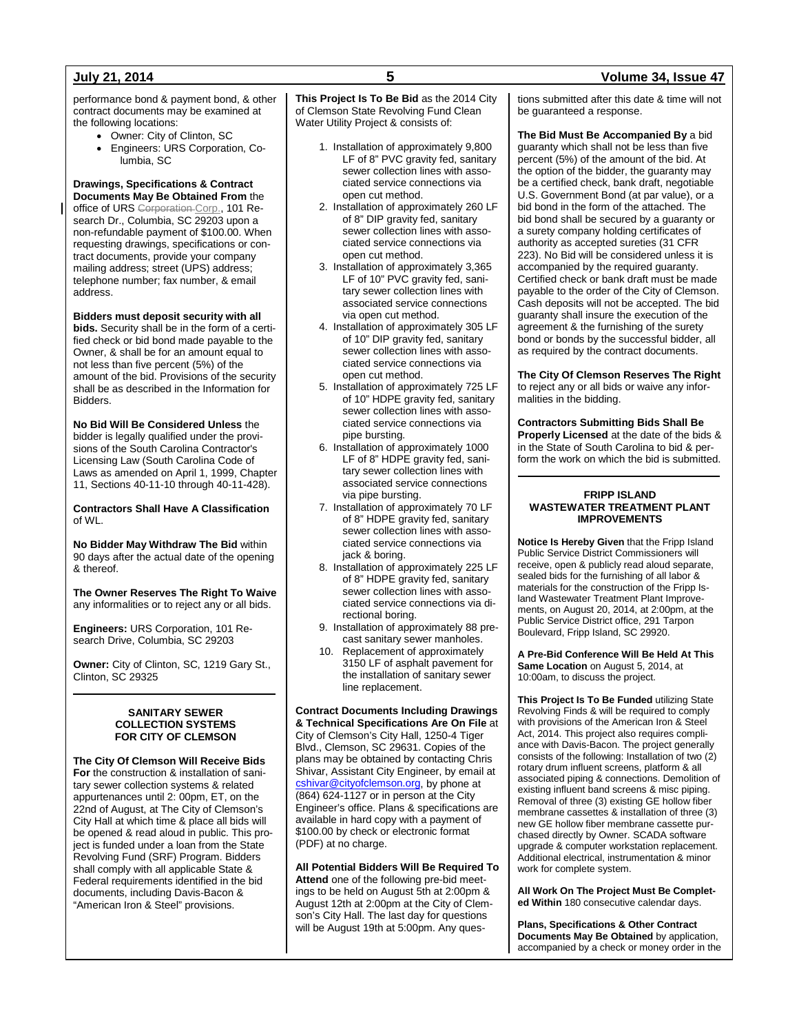performance bond & payment bond, & other contract documents may be examined at the following locations:

- Owner: City of Clinton, SC
- Engineers: URS Corporation, Columbia, SC

**Drawings, Specifications & Contract Documents May Be Obtained From** the office of URS ~~Corporation~~ Corp., 101 Research Dr., Columbia, SC 29203 upon a non-refundable payment of $100.00. When requesting drawings, specifications or contract documents, provide your company mailing address; street (UPS) address; telephone number; fax number, & email address.

**Bidders must deposit security with all bids.** Security shall be in the form of a certified check or bid bond made payable to the Owner, & shall be for an amount equal to not less than five percent (5%) of the amount of the bid. Provisions of the security shall be as described in the Information for Bidders.

**No Bid Will Be Considered Unless** the bidder is legally qualified under the provisions of the South Carolina Contractor's Licensing Law (South Carolina Code of Laws as amended on April 1, 1999, Chapter 11, Sections 40-11-10 through 40-11-428).

**Contractors Shall Have A Classification** of WL.

**No Bidder May Withdraw The Bid** within 90 days after the actual date of the opening & thereof.

**The Owner Reserves The Right To Waive** any informalities or to reject any or all bids.

**Engineers:** URS Corporation, 101 Research Drive, Columbia, SC 29203

**Owner:** City of Clinton, SC, 1219 Gary St., Clinton, SC 29325

## SANITARY SEWER COLLECTION SYSTEMS FOR CITY OF CLEMSON

**The City Of Clemson Will Receive Bids For** the construction & installation of sanitary sewer collection systems & related appurtenances until 2: 00pm, ET, on the 22nd of August, at The City of Clemson's City Hall at which time & place all bids will be opened & read aloud in public. This project is funded under a loan from the State Revolving Fund (SRF) Program. Bidders shall comply with all applicable State & Federal requirements identified in the bid documents, including Davis-Bacon & "American Iron & Steel" provisions.

**This Project Is To Be Bid** as the 2014 City of Clemson State Revolving Fund Clean Water Utility Project & consists of:

1. Installation of approximately 9,800 LF of 8" PVC gravity fed, sanitary sewer collection lines with associated service connections via open cut method.
2. Installation of approximately 260 LF of 8" DIP gravity fed, sanitary sewer collection lines with associated service connections via open cut method.
3. Installation of approximately 3,365 LF of 10" PVC gravity fed, sanitary sewer collection lines with associated service connections via open cut method.
4. Installation of approximately 305 LF of 10" DIP gravity fed, sanitary sewer collection lines with associated service connections via open cut method.
5. Installation of approximately 725 LF of 10" HDPE gravity fed, sanitary sewer collection lines with associated service connections via pipe bursting.
6. Installation of approximately 1000 LF of 8" HDPE gravity fed, sanitary sewer collection lines with associated service connections via pipe bursting.
7. Installation of approximately 70 LF of 8" HDPE gravity fed, sanitary sewer collection lines with associated service connections via jack & boring.
8. Installation of approximately 225 LF of 8" HDPE gravity fed, sanitary sewer collection lines with associated service connections via directional boring.
9. Installation of approximately 88 precast sanitary sewer manholes.
10. Replacement of approximately 3150 LF of asphalt pavement for the installation of sanitary sewer line replacement.

**Contract Documents Including Drawings & Technical Specifications Are On File** at City of Clemson's City Hall, 1250-4 Tiger Blvd., Clemson, SC 29631. Copies of the plans may be obtained by contacting Chris Shivar, Assistant City Engineer, by email at cshivar@cityofclemson.org, by phone at (864) 624-1127 or in person at the City Engineer's office. Plans & specifications are available in hard copy with a payment of $100.00 by check or electronic format (PDF) at no charge.

**All Potential Bidders Will Be Required To Attend** one of the following pre-bid meetings to be held on August 5th at 2:00pm & August 12th at 2:00pm at the City of Clemson's City Hall. The last day for questions will be August 19th at 5:00pm. Any questions submitted after this date & time will not be guaranteed a response.

**The Bid Must Be Accompanied By** a bid guaranty which shall not be less than five percent (5%) of the amount of the bid. At the option of the bidder, the guaranty may be a certified check, bank draft, negotiable U.S. Government Bond (at par value), or a bid bond in the form of the attached. The bid bond shall be secured by a guaranty or a surety company holding certificates of authority as accepted sureties (31 CFR 223). No Bid will be considered unless it is accompanied by the required guaranty. Certified check or bank draft must be made payable to the order of the City of Clemson. Cash deposits will not be accepted. The bid guaranty shall insure the execution of the agreement & the furnishing of the surety bond or bonds by the successful bidder, all as required by the contract documents.

**The City Of Clemson Reserves The Right** to reject any or all bids or waive any informalities in the bidding.

**Contractors Submitting Bids Shall Be Properly Licensed** at the date of the bids & in the State of South Carolina to bid & perform the work on which the bid is submitted.

## FRIPP ISLAND WASTEWATER TREATMENT PLANT IMPROVEMENTS

**Notice Is Hereby Given** that the Fripp Island Public Service District Commissioners will receive, open & publicly read aloud separate, sealed bids for the furnishing of all labor & materials for the construction of the Fripp Island Wastewater Treatment Plant Improvements, on August 20, 2014, at 2:00pm, at the Public Service District office, 291 Tarpon Boulevard, Fripp Island, SC 29920.

**A Pre-Bid Conference Will Be Held At This Same Location** on August 5, 2014, at 10:00am, to discuss the project.

**This Project Is To Be Funded** utilizing State Revolving Finds & will be required to comply with provisions of the American Iron & Steel Act, 2014. This project also requires compliance with Davis-Bacon. The project generally consists of the following: Installation of two (2) rotary drum influent screens, platform & all associated piping & connections. Demolition of existing influent band screens & misc piping. Removal of three (3) existing GE hollow fiber membrane cassettes & installation of three (3) new GE hollow fiber membrane cassette purchased directly by Owner. SCADA software upgrade & computer workstation replacement. Additional electrical, instrumentation & minor work for complete system.

**All Work On The Project Must Be Completed Within** 180 consecutive calendar days.

**Plans, Specifications & Other Contract Documents May Be Obtained** by application, accompanied by a check or money order in the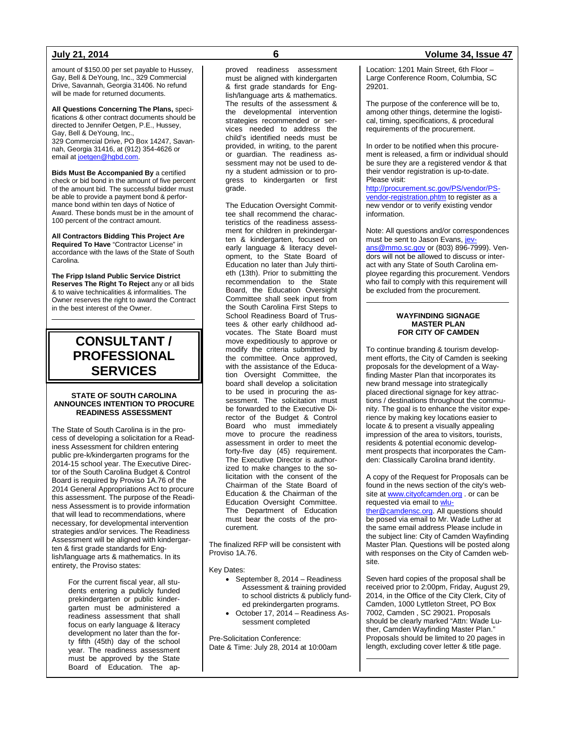amount of $150.00 per set payable to Hussey, Gay, Bell & DeYoung, Inc., 329 Commercial Drive, Savannah, Georgia 31406. No refund will be made for returned documents.

**All Questions Concerning The Plans,** specifications & other contract documents should be directed to Jennifer Oetgen, P.E., Hussey, Gay, Bell & DeYoung, Inc.,
329 Commercial Drive, PO Box 14247, Savannah, Georgia 31416, at (912) 354-4626 or email at joetgen@hgbd.com.

**Bids Must Be Accompanied By** a certified check or bid bond in the amount of five percent of the amount bid. The successful bidder must be able to provide a payment bond & performance bond within ten days of Notice of Award. These bonds must be in the amount of 100 percent of the contract amount.

**All Contractors Bidding This Project Are Required To Have** "Contractor License" in accordance with the laws of the State of South Carolina.

**The Fripp Island Public Service District Reserves The Right To Reject** any or all bids & to waive technicalities & informalities. The Owner reserves the right to award the Contract in the best interest of the Owner.

# CONSULTANT / PROFESSIONAL SERVICES

### STATE OF SOUTH CAROLINA ANNOUNCES INTENTION TO PROCURE READINESS ASSESSMENT

The State of South Carolina is in the process of developing a solicitation for a Readiness Assessment for children entering public pre-k/kindergarten programs for the 2014-15 school year. The Executive Director of the South Carolina Budget & Control Board is required by Proviso 1A.76 of the 2014 General Appropriations Act to procure this assessment. The purpose of the Readiness Assessment is to provide information that will lead to recommendations, where necessary, for developmental intervention strategies and/or services. The Readiness Assessment will be aligned with kindergarten & first grade standards for English/language arts & mathematics. In its entirety, the Proviso states:

> For the current fiscal year, all students entering a publicly funded prekindergarten or public kindergarten must be administered a readiness assessment that shall focus on early language & literacy development no later than the forty fifth (45th) day of the school year. The readiness assessment must be approved by the State Board of Education. The approved readiness assessment must be aligned with kindergarten & first grade standards for English/language arts & mathematics. The results of the assessment & the developmental intervention strategies recommended or services needed to address the child's identified needs must be provided, in writing, to the parent or guardian. The readiness assessment may not be used to deny a student admission or to progress to kindergarten or first grade.
>
> The Education Oversight Committee shall recommend the characteristics of the readiness assessment for children in prekindergarten & kindergarten, focused on early language & literacy development, to the State Board of Education no later than July thirtieth (13th). Prior to submitting the recommendation to the State Board, the Education Oversight Committee shall seek input from the South Carolina First Steps to School Readiness Board of Trustees & other early childhood advocates. The State Board must move expeditiously to approve or modify the criteria submitted by the committee. Once approved, with the assistance of the Education Oversight Committee, the board shall develop a solicitation to be used in procuring the assessment. The solicitation must be forwarded to the Executive Director of the Budget & Control Board who must immediately move to procure the readiness assessment in order to meet the forty-five day (45) requirement. The Executive Director is authorized to make changes to the solicitation with the consent of the Chairman of the State Board of Education & the Chairman of the Education Oversight Committee. The Department of Education must bear the costs of the procurement.

The finalized RFP will be consistent with Proviso 1A.76.

Key Dates:

- September 8, 2014 – Readiness Assessment & training provided to school districts & publicly funded prekindergarten programs.
- October 17, 2014 – Readiness Assessment completed

Pre-Solicitation Conference:
Date & Time: July 28, 2014 at 10:00am
Location: 1201 Main Street, 6th Floor – Large Conference Room, Columbia, SC 29201.

The purpose of the conference will be to, among other things, determine the logistical, timing, specifications, & procedural requirements of the procurement.

In order to be notified when this procurement is released, a firm or individual should be sure they are a registered vendor & that their vendor registration is up-to-date. Please visit: http://procurement.sc.gov/PS/vendor/PS-vendor-registration.phtm to register as a new vendor or to verify existing vendor information.

Note: All questions and/or correspondences must be sent to Jason Evans, jevans@mmo.sc.gov or (803) 896-7999). Vendors will not be allowed to discuss or interact with any State of South Carolina employee regarding this procurement. Vendors who fail to comply with this requirement will be excluded from the procurement.

### WAYFINDING SIGNAGE MASTER PLAN FOR CITY OF CAMDEN

To continue branding & tourism development efforts, the City of Camden is seeking proposals for the development of a Wayfinding Master Plan that incorporates its new brand message into strategically placed directional signage for key attractions / destinations throughout the community. The goal is to enhance the visitor experience by making key locations easier to locate & to present a visually appealing impression of the area to visitors, tourists, residents & potential economic development prospects that incorporates the Camden: Classically Carolina brand identity.

A copy of the Request for Proposals can be found in the news section of the city's website at www.cityofcamden.org . or can be requested via email to wluther@camdensc.org. All questions should be posed via email to Mr. Wade Luther at the same email address Please include in the subject line: City of Camden Wayfinding Master Plan. Questions will be posted along with responses on the City of Camden website.

Seven hard copies of the proposal shall be received prior to 2:00pm, Friday, August 29, 2014, in the Office of the City Clerk, City of Camden, 1000 Lyttleton Street, PO Box 7002, Camden , SC 29021. Proposals should be clearly marked "Attn: Wade Luther, Camden Wayfinding Master Plan." Proposals should be limited to 20 pages in length, excluding cover letter & title page.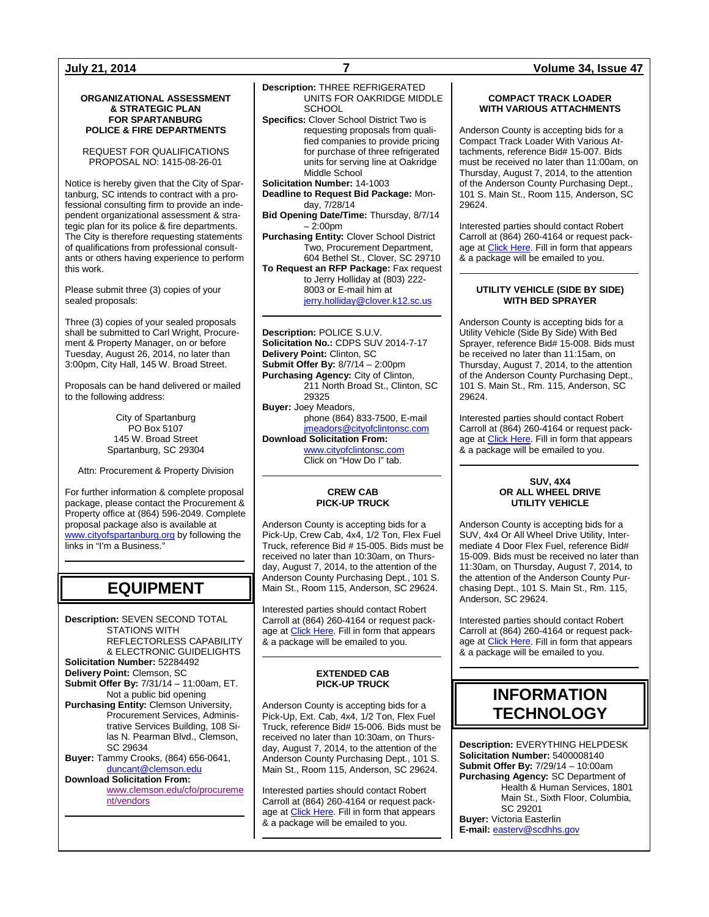### ORGANIZATIONAL ASSESSMENT & STRATEGIC PLAN FOR SPARTANBURG POLICE & FIRE DEPARTMENTS

REQUEST FOR QUALIFICATIONS
PROPOSAL NO: 1415-08-26-01

Notice is hereby given that the City of Spartanburg, SC intends to contract with a professional consulting firm to provide an independent organizational assessment & strategic plan for its police & fire departments. The City is therefore requesting statements of qualifications from professional consultants or others having experience to perform this work.

Please submit three (3) copies of your sealed proposals:

Three (3) copies of your sealed proposals shall be submitted to Carl Wright, Procurement & Property Manager, on or before Tuesday, August 26, 2014, no later than 3:00pm, City Hall, 145 W. Broad Street.

Proposals can be hand delivered or mailed to the following address:

City of Spartanburg
PO Box 5107
145 W. Broad Street
Spartanburg, SC 29304

Attn: Procurement & Property Division

For further information & complete proposal package, please contact the Procurement & Property office at (864) 596-2049. Complete proposal package also is available at www.cityofspartanburg.org by following the links in "I'm a Business."

# EQUIPMENT

**Description:** SEVEN SECOND TOTAL STATIONS WITH REFLECTORLESS CAPABILITY & ELECTRONIC GUIDELIGHTS
**Solicitation Number:** 52284492
**Delivery Point:** Clemson, SC
**Submit Offer By:** 7/31/14 – 11:00am, ET. Not a public bid opening
**Purchasing Entity:** Clemson University, Procurement Services, Administrative Services Building, 108 Silas N. Pearman Blvd., Clemson, SC 29634
**Buyer:** Tammy Crooks, (864) 656-0641, duncant@clemson.edu
**Download Solicitation From:** www.clemson.edu/cfo/procurement/vendors

---

**Description:** THREE REFRIGERATED UNITS FOR OAKRIDGE MIDDLE SCHOOL
**Specifics:** Clover School District Two is requesting proposals from qualified companies to provide pricing for purchase of three refrigerated units for serving line at Oakridge Middle School
**Solicitation Number:** 14-1003
**Deadline to Request Bid Package:** Monday, 7/28/14
**Bid Opening Date/Time:** Thursday, 8/7/14 – 2:00pm
**Purchasing Entity:** Clover School District Two, Procurement Department, 604 Bethel St., Clover, SC 29710
**To Request an RFP Package:** Fax request to Jerry Holliday at (803) 222-8003 or E-mail him at jerry.holliday@clover.k12.sc.us

---

**Description:** POLICE S.U.V.
**Solicitation No.:** CDPS SUV 2014-7-17
**Delivery Point:** Clinton, SC
**Submit Offer By:** 8/7/14 – 2:00pm
**Purchasing Agency:** City of Clinton, 211 North Broad St., Clinton, SC 29325
**Buyer:** Joey Meadors, phone (864) 833-7500, E-mail jmeadors@cityofclintonsc.com
**Download Solicitation From:** www.cityofclintonsc.com Click on "How Do I" tab.

---

### CREW CAB PICK-UP TRUCK

Anderson County is accepting bids for a Pick-Up, Crew Cab, 4x4, 1/2 Ton, Flex Fuel Truck, reference Bid # 15-005. Bids must be received no later than 10:30am, on Thursday, August 7, 2014, to the attention of the Anderson County Purchasing Dept., 101 S. Main St., Room 115, Anderson, SC 29624.

Interested parties should contact Robert Carroll at (864) 260-4164 or request package at Click Here. Fill in form that appears & a package will be emailed to you.

### EXTENDED CAB PICK-UP TRUCK

Anderson County is accepting bids for a Pick-Up, Ext. Cab, 4x4, 1/2 Ton, Flex Fuel Truck, reference Bid# 15-006. Bids must be received no later than 10:30am, on Thursday, August 7, 2014, to the attention of the Anderson County Purchasing Dept., 101 S. Main St., Room 115, Anderson, SC 29624.

Interested parties should contact Robert Carroll at (864) 260-4164 or request package at Click Here. Fill in form that appears & a package will be emailed to you.

### COMPACT TRACK LOADER WITH VARIOUS ATTACHMENTS

Anderson County is accepting bids for a Compact Track Loader With Various Attachments, reference Bid# 15-007. Bids must be received no later than 11:00am, on Thursday, August 7, 2014, to the attention of the Anderson County Purchasing Dept., 101 S. Main St., Room 115, Anderson, SC 29624.

Interested parties should contact Robert Carroll at (864) 260-4164 or request package at Click Here. Fill in form that appears & a package will be emailed to you.

### UTILITY VEHICLE (SIDE BY SIDE) WITH BED SPRAYER

Anderson County is accepting bids for a Utility Vehicle (Side By Side) With Bed Sprayer, reference Bid# 15-008. Bids must be received no later than 11:15am, on Thursday, August 7, 2014, to the attention of the Anderson County Purchasing Dept., 101 S. Main St., Rm. 115, Anderson, SC 29624.

Interested parties should contact Robert Carroll at (864) 260-4164 or request package at Click Here. Fill in form that appears & a package will be emailed to you.

### SUV, 4X4 OR ALL WHEEL DRIVE UTILITY VEHICLE

Anderson County is accepting bids for a SUV, 4x4 Or All Wheel Drive Utility, Intermediate 4 Door Flex Fuel, reference Bid# 15-009. Bids must be received no later than 11:30am, on Thursday, August 7, 2014, to the attention of the Anderson County Purchasing Dept., 101 S. Main St., Rm. 115, Anderson, SC 29624.

Interested parties should contact Robert Carroll at (864) 260-4164 or request package at Click Here. Fill in form that appears & a package will be emailed to you.

# INFORMATION TECHNOLOGY

**Description:** EVERYTHING HELPDESK
**Solicitation Number:** 5400008140
**Submit Offer By:** 7/29/14 – 10:00am
**Purchasing Agency:** SC Department of Health & Human Services, 1801 Main St., Sixth Floor, Columbia, SC 29201
**Buyer:** Victoria Easterlin
**E-mail:** easterv@scdhhs.gov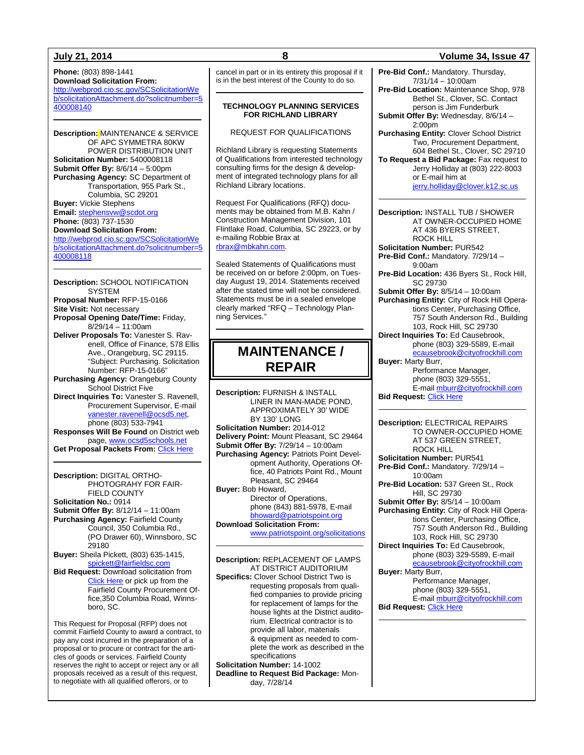**Phone:** (803) 898-1441
**Download Solicitation From:** http://webprod.cio.sc.gov/SCSolicitationWeb/solicitationAttachment.do?solicitnumber=5400008140

---

**Description:** MAINTENANCE & SERVICE OF APC SYMMETRA 80KW POWER DISTRIBUTION UNIT
**Solicitation Number:** 5400008118
**Submit Offer By:** 8/6/14 – 5:00pm
**Purchasing Agency:** SC Department of Transportation, 955 Park St., Columbia, SC 29201
**Buyer:** Vickie Stephens
**Email:** stephensvw@scdot.org
**Phone:** (803) 737-1530
**Download Solicitation From:** http://webprod.cio.sc.gov/SCSolicitationWeb/solicitationAttachment.do?solicitnumber=5400008118

---

**Description:** SCHOOL NOTIFICATION SYSTEM
**Proposal Number:** RFP-15-0166
**Site Visit:** Not necessary
**Proposal Opening Date/Time:** Friday, 8/29/14 – 11:00am
**Deliver Proposals To:** Vanester S. Ravenell, Office of Finance, 578 Ellis Ave., Orangeburg, SC 29115. "Subject: Purchasing. Solicitation Number: RFP-15-0166"
**Purchasing Agency:** Orangeburg County School District Five
**Direct Inquiries To:** Vanester S. Ravenell, Procurement Supervisor, E-mail vanester.ravenell@ocsd5.net, phone (803) 533-7941
**Responses Will Be Found** on District web page, www.ocsd5schools.net
**Get Proposal Packets From:** Click Here

---

**Description:** DIGITAL ORTHO-PHOTOGRAHY FOR FAIRFIELD COUNTY
**Solicitation No.:** 0914
**Submit Offer By:** 8/12/14 – 11:00am
**Purchasing Agency:** Fairfield County Council, 350 Columbia Rd., (PO Drawer 60), Winnsboro, SC 29180
**Buyer:** Sheila Pickett, (803) 635-1415, spickett@fairfieldsc.com
**Bid Request:** Download solicitation from Click Here or pick up from the Fairfield County Procurement Office,350 Columbia Road, Winnsboro, SC.

This Request for Proposal (RFP) does not commit Fairfield County to award a contract, to pay any cost incurred in the preparation of a proposal or to procure or contract for the articles of goods or services. Fairfield County reserves the right to accept or reject any or all proposals received as a result of this request, to negotiate with all qualified offerors, or to cancel in part or in its entirety this proposal if it is in the best interest of the County to do so.

---

**TECHNOLOGY PLANNING SERVICES FOR RICHLAND LIBRARY**

REQUEST FOR QUALIFICATIONS

Richland Library is requesting Statements of Qualifications from interested technology consulting firms for the design & development of integrated technology plans for all Richland Library locations.

Request For Qualifications (RFQ) documents may be obtained from M.B. Kahn / Construction Management Division, 101 Flintlake Road, Columbia, SC 29223, or by e-mailing Robbie Brax at rbrax@mbkahn.com.

Sealed Statements of Qualifications must be received on or before 2:00pm, on Tuesday August 19, 2014. Statements received after the stated time will not be considered. Statements must be in a sealed envelope clearly marked "RFQ – Technology Planning Services."

---

# MAINTENANCE / REPAIR

**Description:** FURNISH & INSTALL LINER IN MAN-MADE POND, APPROXIMATELY 30' WIDE BY 130' LONG
**Solicitation Number:** 2014-012
**Delivery Point:** Mount Pleasant, SC 29464
**Submit Offer By:** 7/29/14 – 10:00am
**Purchasing Agency:** Patriots Point Development Authority, Operations Office, 40 Patriots Point Rd., Mount Pleasant, SC 29464
**Buyer:** Bob Howard, Director of Operations, phone (843) 881-5978, E-mail bhoward@patriotspoint.org
**Download Solicitation From:** www.patriotspoint.org/solicitations

---

**Description:** REPLACEMENT OF LAMPS AT DISTRICT AUDITORIUM
**Specifics:** Clover School District Two is requesting proposals from qualified companies to provide pricing for replacement of lamps for the house lights at the District auditorium. Electrical contractor is to provide all labor, materials & equipment as needed to complete the work as described in the specifications
**Solicitation Number:** 14-1002
**Deadline to Request Bid Package:** Monday, 7/28/14
**Pre-Bid Conf.:** Mandatory. Thursday, 7/31/14 – 10:00am
**Pre-Bid Location:** Maintenance Shop, 978 Bethel St., Clover, SC. Contact person is Jim Funderburk
**Submit Offer By:** Wednesday, 8/6/14 – 2:00pm
**Purchasing Entity:** Clover School District Two, Procurement Department, 604 Bethel St., Clover, SC 29710
**To Request a Bid Package:** Fax request to Jerry Holliday at (803) 222-8003 or E-mail him at jerry.holliday@clover.k12.sc.us

---

**Description:** INSTALL TUB / SHOWER AT OWNER-OCCUPIED HOME AT 436 BYERS STREET, ROCK HILL
**Solicitation Number:** PUR542
**Pre-Bid Conf.:** Mandatory. 7/29/14 – 9:00am
**Pre-Bid Location:** 436 Byers St., Rock Hill, SC 29730
**Submit Offer By:** 8/5/14 – 10:00am
**Purchasing Entity:** City of Rock Hill Operations Center, Purchasing Office, 757 South Anderson Rd., Building 103, Rock Hill, SC 29730
**Direct Inquiries To:** Ed Causebrook, phone (803) 329-5589, E-mail ecausebrook@cityofrockhill.com
**Buyer:** Marty Burr, Performance Manager, phone (803) 329-5551, E-mail mburr@cityofrockhill.com
**Bid Request:** Click Here

---

**Description:** ELECTRICAL REPAIRS TO OWNER-OCCUPIED HOME AT 537 GREEN STREET, ROCK HILL
**Solicitation Number:** PUR541
**Pre-Bid Conf.:** Mandatory. 7/29/14 – 10:00am
**Pre-Bid Location:** 537 Green St., Rock Hill, SC 29730
**Submit Offer By:** 8/5/14 – 10:00am
**Purchasing Entity:** City of Rock Hill Operations Center, Purchasing Office, 757 South Anderson Rd., Building 103, Rock Hill, SC 29730
**Direct Inquiries To:** Ed Causebrook, phone (803) 329-5589, E-mail ecausebrook@cityofrockhill.com
**Buyer:** Marty Burr, Performance Manager, phone (803) 329-5551, E-mail mburr@cityofrockhill.com
**Bid Request:** Click Here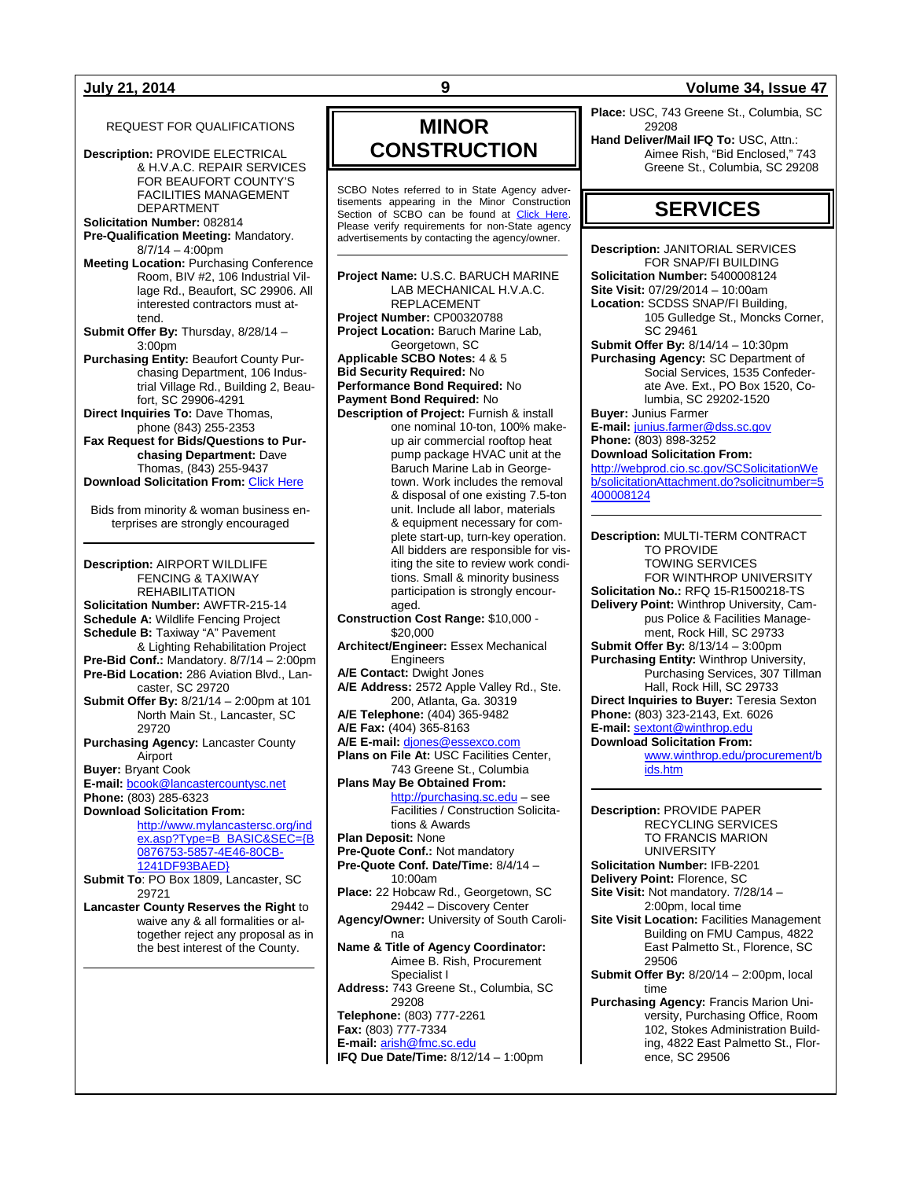REQUEST FOR QUALIFICATIONS

**Description:** PROVIDE ELECTRICAL & H.V.A.C. REPAIR SERVICES FOR BEAUFORT COUNTY'S FACILITIES MANAGEMENT DEPARTMENT
**Solicitation Number:** 082814
**Pre-Qualification Meeting:** Mandatory. 8/7/14 – 4:00pm
**Meeting Location:** Purchasing Conference Room, BIV #2, 106 Industrial Village Rd., Beaufort, SC 29906. All interested contractors must attend.
**Submit Offer By:** Thursday, 8/28/14 – 3:00pm
**Purchasing Entity:** Beaufort County Purchasing Department, 106 Industrial Village Rd., Building 2, Beaufort, SC 29906-4291
**Direct Inquiries To:** Dave Thomas, phone (843) 255-2353
**Fax Request for Bids/Questions to Purchasing Department:** Dave Thomas, (843) 255-9437
**Download Solicitation From:** Click Here

Bids from minority & woman business enterprises are strongly encouraged

---

**Description:** AIRPORT WILDLIFE FENCING & TAXIWAY REHABILITATION
**Solicitation Number:** AWFTR-215-14
**Schedule A:** Wildlife Fencing Project
**Schedule B:** Taxiway "A" Pavement & Lighting Rehabilitation Project
**Pre-Bid Conf.:** Mandatory. 8/7/14 – 2:00pm
**Pre-Bid Location:** 286 Aviation Blvd., Lancaster, SC 29720
**Submit Offer By:** 8/21/14 – 2:00pm at 101 North Main St., Lancaster, SC 29720
**Purchasing Agency:** Lancaster County Airport
**Buyer:** Bryant Cook
**E-mail:** bcook@lancastercountysc.net
**Phone:** (803) 285-6323
**Download Solicitation From:** http://www.mylancastersc.org/index.asp?Type=B_BASIC&SEC={B0876753-5857-4E46-80CB-1241DF93BAED}
**Submit To**: PO Box 1809, Lancaster, SC 29721
**Lancaster County Reserves the Right** to waive any & all formalities or altogether reject any proposal as in the best interest of the County.

---

# MINOR CONSTRUCTION

SCBO Notes referred to in State Agency advertisements appearing in the Minor Construction Section of SCBO can be found at Click Here. Please verify requirements for non-State agency advertisements by contacting the agency/owner.

---

**Project Name:** U.S.C. BARUCH MARINE LAB MECHANICAL H.V.A.C. REPLACEMENT
**Project Number:** CP00320788
**Project Location:** Baruch Marine Lab, Georgetown, SC
**Applicable SCBO Notes:** 4 & 5
**Bid Security Required:** No
**Performance Bond Required:** No
**Payment Bond Required:** No
**Description of Project:** Furnish & install one nominal 10-ton, 100% make-up air commercial rooftop heat pump package HVAC unit at the Baruch Marine Lab in Georgetown. Work includes the removal & disposal of one existing 7.5-ton unit. Include all labor, materials & equipment necessary for complete start-up, turn-key operation. All bidders are responsible for visiting the site to review work conditions. Small & minority business participation is strongly encouraged.
**Construction Cost Range:** $10,000 - $20,000
**Architect/Engineer:** Essex Mechanical Engineers
**A/E Contact:** Dwight Jones
**A/E Address:** 2572 Apple Valley Rd., Ste. 200, Atlanta, Ga. 30319
**A/E Telephone:** (404) 365-9482
**A/E Fax:** (404) 365-8163
**A/E E-mail:** djones@essexco.com
**Plans on File At:** USC Facilities Center, 743 Greene St., Columbia
**Plans May Be Obtained From:** http://purchasing.sc.edu – see Facilities / Construction Solicitations & Awards
**Plan Deposit:** None
**Pre-Quote Conf.:** Not mandatory
**Pre-Quote Conf. Date/Time:** 8/4/14 – 10:00am
**Place:** 22 Hobcaw Rd., Georgetown, SC 29442 – Discovery Center
**Agency/Owner:** University of South Carolina
**Name & Title of Agency Coordinator:** Aimee B. Rish, Procurement Specialist I
**Address:** 743 Greene St., Columbia, SC 29208
**Telephone:** (803) 777-2261
**Fax:** (803) 777-7334
**E-mail:** arish@fmc.sc.edu
**IFQ Due Date/Time:** 8/12/14 – 1:00pm
**Place:** USC, 743 Greene St., Columbia, SC 29208
**Hand Deliver/Mail IFQ To:** USC, Attn.: Aimee Rish, "Bid Enclosed," 743 Greene St., Columbia, SC 29208

# SERVICES

**Description:** JANITORIAL SERVICES FOR SNAP/FI BUILDING
**Solicitation Number:** 5400008124
**Site Visit:** 07/29/2014 – 10:00am
**Location:** SCDSS SNAP/FI Building, 105 Gulledge St., Moncks Corner, SC 29461
**Submit Offer By:** 8/14/14 – 10:30pm
**Purchasing Agency:** SC Department of Social Services, 1535 Confederate Ave. Ext., PO Box 1520, Columbia, SC 29202-1520
**Buyer:** Junius Farmer
**E-mail:** junius.farmer@dss.sc.gov
**Phone:** (803) 898-3252
**Download Solicitation From:** http://webprod.cio.sc.gov/SCSolicitationWeb/solicitationAttachment.do?solicitnumber=5400008124

---

**Description:** MULTI-TERM CONTRACT TO PROVIDE TOWING SERVICES FOR WINTHROP UNIVERSITY
**Solicitation No.:** RFQ 15-R1500218-TS
**Delivery Point:** Winthrop University, Campus Police & Facilities Management, Rock Hill, SC 29733
**Submit Offer By:** 8/13/14 – 3:00pm
**Purchasing Entity:** Winthrop University, Purchasing Services, 307 Tillman Hall, Rock Hill, SC 29733
**Direct Inquiries to Buyer:** Teresia Sexton
**Phone:** (803) 323-2143, Ext. 6026
**E-mail:** sextont@winthrop.edu
**Download Solicitation From:** www.winthrop.edu/procurement/bids.htm

---

**Description:** PROVIDE PAPER RECYCLING SERVICES TO FRANCIS MARION UNIVERSITY
**Solicitation Number:** IFB-2201
**Delivery Point:** Florence, SC
**Site Visit:** Not mandatory. 7/28/14 – 2:00pm, local time
**Site Visit Location:** Facilities Management Building on FMU Campus, 4822 East Palmetto St., Florence, SC 29506
**Submit Offer By:** 8/20/14 – 2:00pm, local time
**Purchasing Agency:** Francis Marion University, Purchasing Office, Room 102, Stokes Administration Building, 4822 East Palmetto St., Florence, SC 29506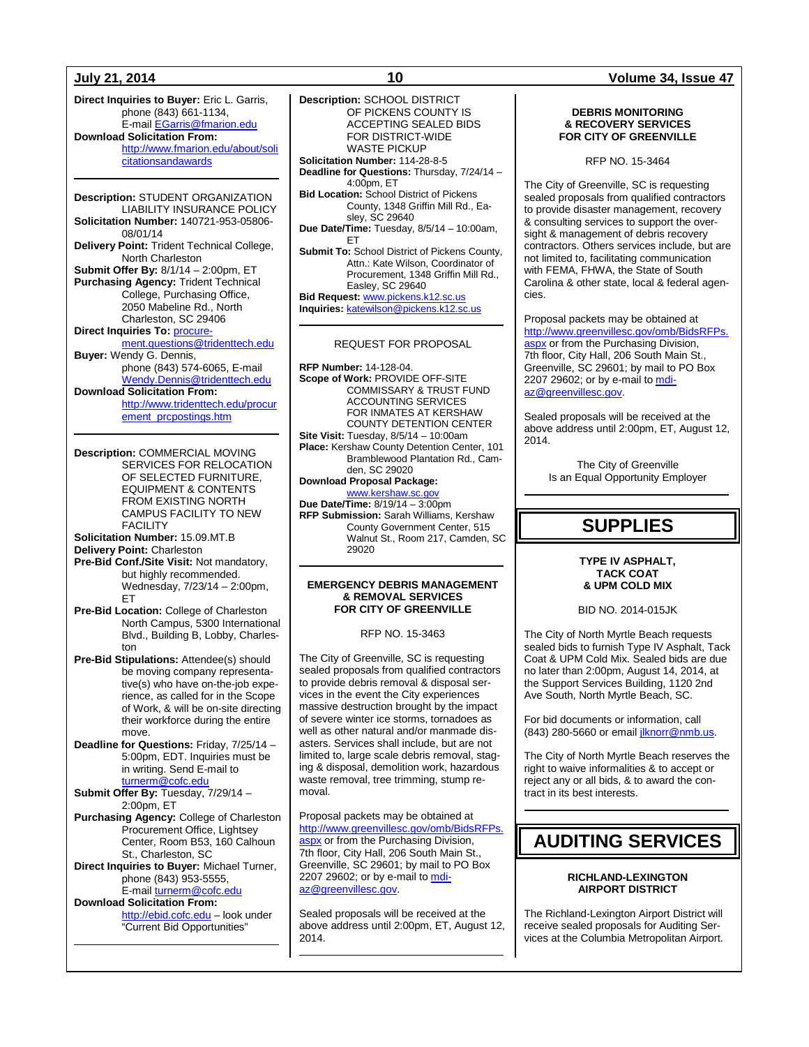**Direct Inquiries to Buyer:** Eric L. Garris, phone (843) 661-1134, E-mail EGarris@fmarion.edu
**Download Solicitation From:** http://www.fmarion.edu/about/solicitationsandawards

---

**Description:** STUDENT ORGANIZATION LIABILITY INSURANCE POLICY
**Solicitation Number:** 140721-953-05806-08/01/14
**Delivery Point:** Trident Technical College, North Charleston
**Submit Offer By:** 8/1/14 – 2:00pm, ET
**Purchasing Agency:** Trident Technical College, Purchasing Office, 2050 Mabeline Rd., North Charleston, SC 29406
**Direct Inquiries To:** procurement.questions@tridenttech.edu
**Buyer:** Wendy G. Dennis, phone (843) 574-6065, E-mail Wendy.Dennis@tridenttech.edu
**Download Solicitation From:** http://www.tridenttech.edu/procurement_prcpostings.htm

---

**Description:** COMMERCIAL MOVING SERVICES FOR RELOCATION OF SELECTED FURNITURE, EQUIPMENT & CONTENTS FROM EXISTING NORTH CAMPUS FACILITY TO NEW FACILITY
**Solicitation Number:** 15.09.MT.B
**Delivery Point:** Charleston
**Pre-Bid Conf./Site Visit:** Not mandatory, but highly recommended. Wednesday, 7/23/14 – 2:00pm, ET
**Pre-Bid Location:** College of Charleston North Campus, 5300 International Blvd., Building B, Lobby, Charleston
**Pre-Bid Stipulations:** Attendee(s) should be moving company representative(s) who have on-the-job experience, as called for in the Scope of Work, & will be on-site directing their workforce during the entire move.
**Deadline for Questions:** Friday, 7/25/14 – 5:00pm, EDT. Inquiries must be in writing. Send E-mail to turnerm@cofc.edu
**Submit Offer By:** Tuesday, 7/29/14 – 2:00pm, ET
**Purchasing Agency:** College of Charleston Procurement Office, Lightsey Center, Room B53, 160 Calhoun St., Charleston, SC
**Direct Inquiries to Buyer:** Michael Turner, phone (843) 953-5555, E-mail turnerm@cofc.edu
**Download Solicitation From:** http://ebid.cofc.edu – look under "Current Bid Opportunities"

---

**Description:** SCHOOL DISTRICT OF PICKENS COUNTY IS ACCEPTING SEALED BIDS FOR DISTRICT-WIDE WASTE PICKUP
**Solicitation Number:** 114-28-8-5
**Deadline for Questions:** Thursday, 7/24/14 – 4:00pm, ET
**Bid Location:** School District of Pickens County, 1348 Griffin Mill Rd., Easley, SC 29640
**Due Date/Time:** Tuesday, 8/5/14 – 10:00am, ET
**Submit To:** School District of Pickens County, Attn.: Kate Wilson, Coordinator of Procurement, 1348 Griffin Mill Rd., Easley, SC 29640
**Bid Request:** www.pickens.k12.sc.us
**Inquiries:** katewilson@pickens.k12.sc.us

---

REQUEST FOR PROPOSAL

**RFP Number:** 14-128-04.
**Scope of Work:** PROVIDE OFF-SITE COMMISSARY & TRUST FUND ACCOUNTING SERVICES FOR INMATES AT KERSHAW COUNTY DETENTION CENTER
**Site Visit:** Tuesday, 8/5/14 – 10:00am
**Place:** Kershaw County Detention Center, 101 Bramblewood Plantation Rd., Camden, SC 29020
**Download Proposal Package:** www.kershaw.sc.gov
**Due Date/Time:** 8/19/14 – 3:00pm
**RFP Submission:** Sarah Williams, Kershaw County Government Center, 515 Walnut St., Room 217, Camden, SC 29020

---

**EMERGENCY DEBRIS MANAGEMENT & REMOVAL SERVICES FOR CITY OF GREENVILLE**

RFP NO. 15-3463

The City of Greenville, SC is requesting sealed proposals from qualified contractors to provide debris removal & disposal services in the event the City experiences massive destruction brought by the impact of severe winter ice storms, tornadoes as well as other natural and/or manmade disasters. Services shall include, but are not limited to, large scale debris removal, staging & disposal, demolition work, hazardous waste removal, tree trimming, stump removal.

Proposal packets may be obtained at http://www.greenvillesc.gov/omb/BidsRFPs.aspx or from the Purchasing Division, 7th floor, City Hall, 206 South Main St., Greenville, SC 29601; by mail to PO Box 2207 29602; or by e-mail to mdiaz@greenvillesc.gov.

Sealed proposals will be received at the above address until 2:00pm, ET, August 12, 2014.

---

**DEBRIS MONITORING & RECOVERY SERVICES FOR CITY OF GREENVILLE**

RFP NO. 15-3464

The City of Greenville, SC is requesting sealed proposals from qualified contractors to provide disaster management, recovery & consulting services to support the oversight & management of debris recovery contractors. Others services include, but are not limited to, facilitating communication with FEMA, FHWA, the State of South Carolina & other state, local & federal agencies.

Proposal packets may be obtained at http://www.greenvillesc.gov/omb/BidsRFPs.aspx or from the Purchasing Division, 7th floor, City Hall, 206 South Main St., Greenville, SC 29601; by mail to PO Box 2207 29602; or by e-mail to mdiaz@greenvillesc.gov.

Sealed proposals will be received at the above address until 2:00pm, ET, August 12, 2014.

The City of Greenville
Is an Equal Opportunity Employer

# SUPPLIES

**TYPE IV ASPHALT, TACK COAT & UPM COLD MIX**

BID NO. 2014-015JK

The City of North Myrtle Beach requests sealed bids to furnish Type IV Asphalt, Tack Coat & UPM Cold Mix. Sealed bids are due no later than 2:00pm, August 14, 2014, at the Support Services Building, 1120 2nd Ave South, North Myrtle Beach, SC.

For bid documents or information, call (843) 280-5660 or email jlknorr@nmb.us.

The City of North Myrtle Beach reserves the right to waive informalities & to accept or reject any or all bids, & to award the contract in its best interests.

# AUDITING SERVICES

**RICHLAND-LEXINGTON AIRPORT DISTRICT**

The Richland-Lexington Airport District will receive sealed proposals for Auditing Services at the Columbia Metropolitan Airport.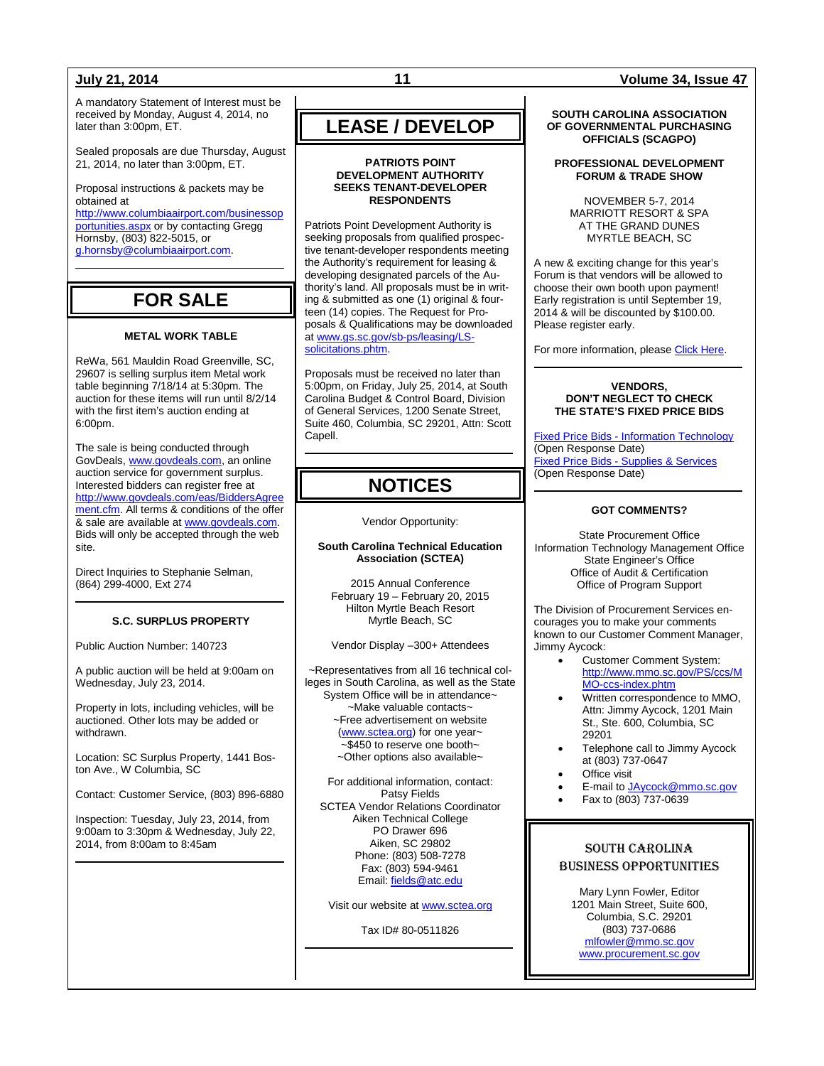A mandatory Statement of Interest must be received by Monday, August 4, 2014, no later than 3:00pm, ET.

Sealed proposals are due Thursday, August 21, 2014, no later than 3:00pm, ET.

Proposal instructions & packets may be obtained at http://www.columbiaairport.com/businessopportunities.aspx or by contacting Gregg Hornsby, (803) 822-5015, or g.hornsby@columbiaairport.com.

# FOR SALE

### METAL WORK TABLE

ReWa, 561 Mauldin Road Greenville, SC, 29607 is selling surplus item Metal work table beginning 7/18/14 at 5:30pm. The auction for these items will run until 8/2/14 with the first item's auction ending at 6:00pm.

The sale is being conducted through GovDeals, www.govdeals.com, an online auction service for government surplus. Interested bidders can register free at http://www.govdeals.com/eas/BiddersAgreement.cfm. All terms & conditions of the offer & sale are available at www.govdeals.com. Bids will only be accepted through the web site.

Direct Inquiries to Stephanie Selman, (864) 299-4000, Ext 274

### S.C. SURPLUS PROPERTY

Public Auction Number: 140723

A public auction will be held at 9:00am on Wednesday, July 23, 2014.

Property in lots, including vehicles, will be auctioned. Other lots may be added or withdrawn.

Location: SC Surplus Property, 1441 Boston Ave., W Columbia, SC

Contact: Customer Service, (803) 896-6880

Inspection: Tuesday, July 23, 2014, from 9:00am to 3:30pm & Wednesday, July 22, 2014, from 8:00am to 8:45am

# LEASE / DEVELOP

### PATRIOTS POINT DEVELOPMENT AUTHORITY SEEKS TENANT-DEVELOPER RESPONDENTS

Patriots Point Development Authority is seeking proposals from qualified prospective tenant-developer respondents meeting the Authority's requirement for leasing & developing designated parcels of the Authority's land. All proposals must be in writing & submitted as one (1) original & fourteen (14) copies. The Request for Proposals & Qualifications may be downloaded at www.gs.sc.gov/sb-ps/leasing/LS-solicitations.phtm.

Proposals must be received no later than 5:00pm, on Friday, July 25, 2014, at South Carolina Budget & Control Board, Division of General Services, 1200 Senate Street, Suite 460, Columbia, SC 29201, Attn: Scott Capell.

# NOTICES

Vendor Opportunity:

**South Carolina Technical Education Association (SCTEA)**

2015 Annual Conference
February 19 – February 20, 2015
Hilton Myrtle Beach Resort
Myrtle Beach, SC

Vendor Display –300+ Attendees

~Representatives from all 16 technical colleges in South Carolina, as well as the State System Office will be in attendance~
~Make valuable contacts~
~Free advertisement on website (www.sctea.org) for one year~
~$450 to reserve one booth~
~Other options also available~

For additional information, contact:
Patsy Fields
SCTEA Vendor Relations Coordinator
Aiken Technical College
PO Drawer 696
Aiken, SC 29802
Phone: (803) 508-7278
Fax: (803) 594-9461
Email: fields@atc.edu

Visit our website at www.sctea.org

Tax ID# 80-0511826

### SOUTH CAROLINA ASSOCIATION OF GOVERNMENTAL PURCHASING OFFICIALS (SCAGPO)

### PROFESSIONAL DEVELOPMENT FORUM & TRADE SHOW

NOVEMBER 5-7, 2014
MARRIOTT RESORT & SPA
AT THE GRAND DUNES
MYRTLE BEACH, SC

A new & exciting change for this year's Forum is that vendors will be allowed to choose their own booth upon payment! Early registration is until September 19, 2014 & will be discounted by $100.00. Please register early.

For more information, please Click Here.

### VENDORS, DON'T NEGLECT TO CHECK THE STATE'S FIXED PRICE BIDS

Fixed Price Bids - Information Technology
(Open Response Date)
Fixed Price Bids - Supplies & Services
(Open Response Date)

### GOT COMMENTS?

State Procurement Office
Information Technology Management Office
State Engineer's Office
Office of Audit & Certification
Office of Program Support

The Division of Procurement Services encourages you to make your comments known to our Customer Comment Manager, Jimmy Aycock:

- Customer Comment System: http://www.mmo.sc.gov/PS/ccs/MMO-ccs-index.phtm
- Written correspondence to MMO, Attn: Jimmy Aycock, 1201 Main St., Ste. 600, Columbia, SC 29201
- Telephone call to Jimmy Aycock at (803) 737-0647
- Office visit
- E-mail to JAycock@mmo.sc.gov
- Fax to (803) 737-0639

### SOUTH CAROLINA BUSINESS OPPORTUNITIES

Mary Lynn Fowler, Editor
1201 Main Street, Suite 600,
Columbia, S.C. 29201
(803) 737-0686
mlfowler@mmo.sc.gov
www.procurement.sc.gov